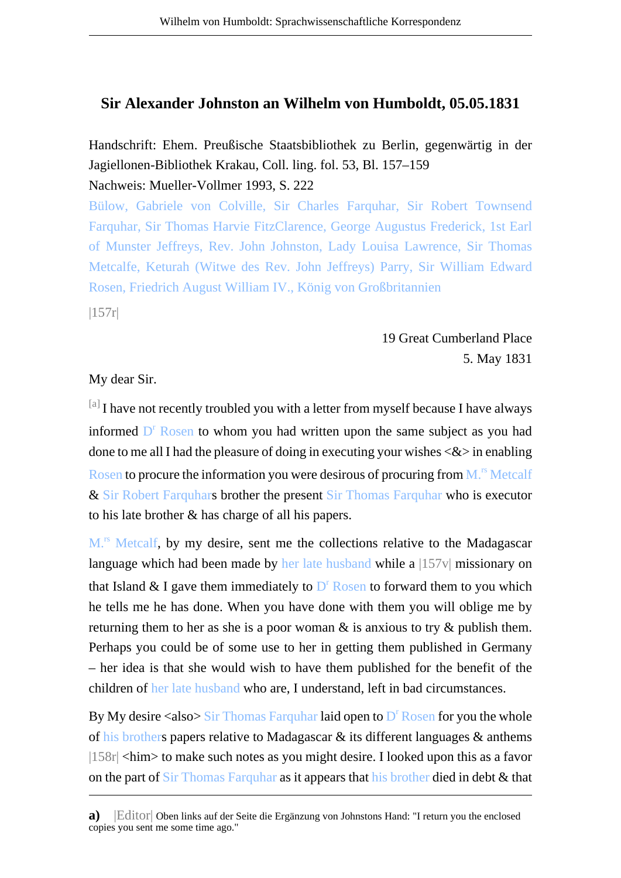## Sir Alexander Johnston an Wilhelm von Humboldt, 05.05.1831

Handschrift: Ehem. Preußische Staatsbibliothek zu Berlin, gegenwärtig in der Jagiellonen-Bibliothek Krakau, Coll. ling. fol. 53, Bl. 157–159
Nachweis: Mueller-Vollmer 1993, S. 222
Bülow, Gabriele von Colville, Sir Charles Farquhar, Sir Robert Townsend Farquhar, Sir Thomas Harvie FitzClarence, George Augustus Frederick, 1st Earl of Munster Jeffreys, Rev. John Johnston, Lady Louisa Lawrence, Sir Thomas Metcalfe, Keturah (Witwe des Rev. John Jeffreys) Parry, Sir William Edward Rosen, Friedrich August William IV., König von Großbritannien

|157r|

19 Great Cumberland Place
5. May 1831

My dear Sir.

[a] I have not recently troubled you with a letter from myself because I have always informed Dr Rosen to whom you had written upon the same subject as you had done to me all I had the pleasure of doing in executing your wishes <&> in enabling Rosen to procure the information you were desirous of procuring from M.rs Metcalf & Sir Robert Farquhars brother the present Sir Thomas Farquhar who is executor to his late brother & has charge of all his papers.

M.rs Metcalf, by my desire, sent me the collections relative to the Madagascar language which had been made by her late husband while a |157v| missionary on that Island & I gave them immediately to Dr Rosen to forward them to you which he tells me he has done. When you have done with them you will oblige me by returning them to her as she is a poor woman & is anxious to try & publish them. Perhaps you could be of some use to her in getting them published in Germany – her idea is that she would wish to have them published for the benefit of the children of her late husband who are, I understand, left in bad circumstances.

By My desire <also> Sir Thomas Farquhar laid open to Dr Rosen for you the whole of his brothers papers relative to Madagascar & its different languages & anthems |158r| <him> to make such notes as you might desire. I looked upon this as a favor on the part of Sir Thomas Farquhar as it appears that his brother died in debt & that

---

**a)** |Editor| Oben links auf der Seite die Ergänzung von Johnstons Hand: "I return you the enclosed copies you sent me some time ago."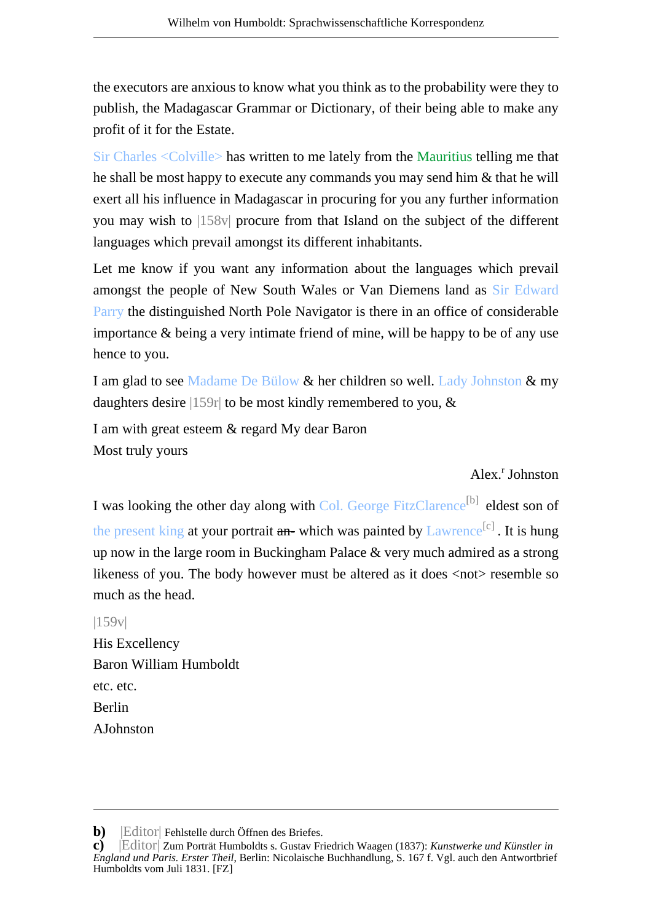the executors are anxious to know what you think as to the probability were they to publish, the Madagascar Grammar or Dictionary, of their being able to make any profit of it for the Estate.

Sir Charles <Colville> has written to me lately from the Mauritius telling me that he shall be most happy to execute any commands you may send him & that he will exert all his influence in Madagascar in procuring for you any further information you may wish to |158v| procure from that Island on the subject of the different languages which prevail amongst its different inhabitants.

Let me know if you want any information about the languages which prevail amongst the people of New South Wales or Van Diemens land as Sir Edward Parry the distinguished North Pole Navigator is there in an office of considerable importance & being a very intimate friend of mine, will be happy to be of any use hence to you.

I am glad to see Madame De Bülow & her children so well. Lady Johnston & my daughters desire |159r| to be most kindly remembered to you, &

I am with great esteem & regard My dear Baron
Most truly yours

Alex.r Johnston

I was looking the other day along with Col. George FitzClarence[b] eldest son of the present king at your portrait ~~an~~ which was painted by Lawrence[c] . It is hung up now in the large room in Buckingham Palace & very much admired as a strong likeness of you. The body however must be altered as it does <not> resemble so much as the head.

|159v|
His Excellency
Baron William Humboldt
etc. etc.
Berlin
AJohnston

---

**b)** |Editor| Fehlstelle durch Öffnen des Briefes.
**c)** |Editor| Zum Porträt Humboldts s. Gustav Friedrich Waagen (1837): *Kunstwerke und Künstler in England und Paris. Erster Theil*, Berlin: Nicolaische Buchhandlung, S. 167 f. Vgl. auch den Antwortbrief Humboldts vom Juli 1831. [FZ]